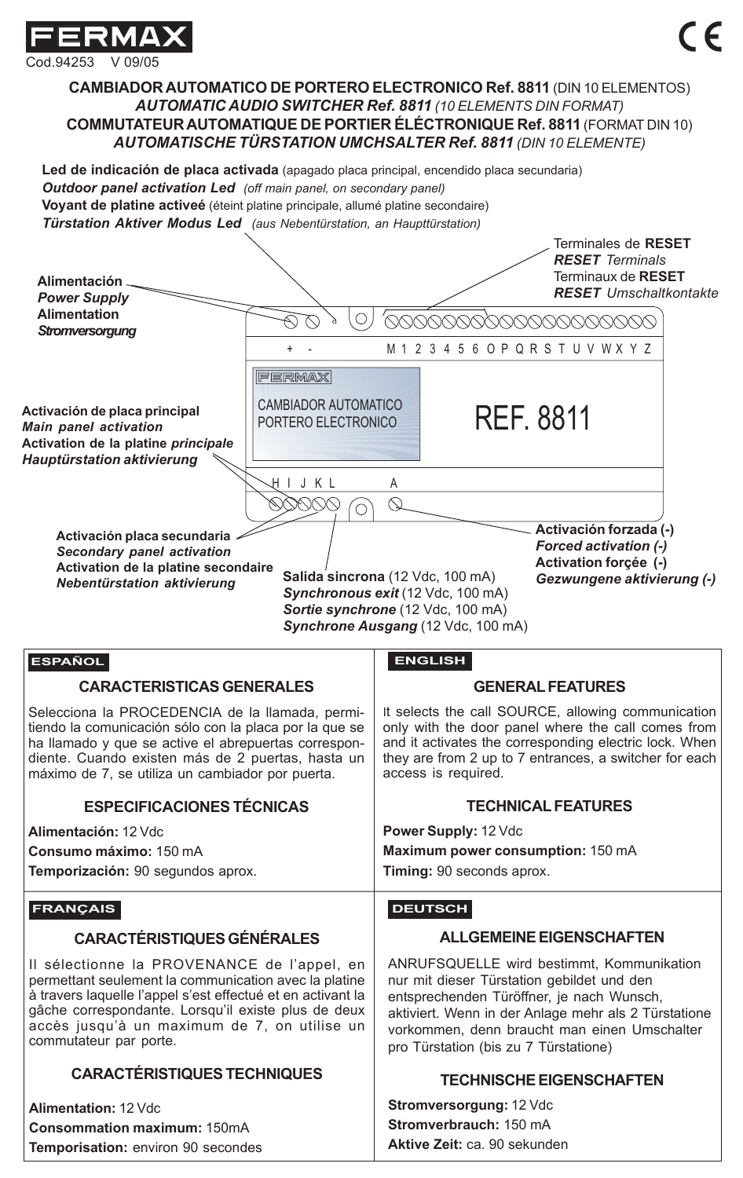FERMAX

Cod.94253 V 09/05

CE

**CAMBIADOR AUTOMATICO DE PORTERO ELECTRONICO Ref. 8811** (DIN 10 ELEMENTOS)
***AUTOMATIC AUDIO SWITCHER Ref. 8811*** *(10 ELEMENTS DIN FORMAT)*
**COMMUTATEUR AUTOMATIQUE DE PORTIER ÉLÉCTRONIQUE Ref. 8811** (FORMAT DIN 10)
***AUTOMATISCHE TÜRSTATION UMCHSALTER Ref. 8811*** *(DIN 10 ELEMENTE)*

**Led de indicación de placa activada** (apagado placa principal, encendido placa secundaria)
***Outdoor panel activation Led*** *(off main panel, on secondary panel)*
**Voyant de platine activeé** (éteint platine principale, allumé platine secondaire)
***Türstation Aktiver Modus Led*** *(aus Nebentürstation, an Haupttürstation)*

**Alimentación**
***Power Supply***
**Alimentation**
***Stromversorgung***

Terminales de **RESET**
***RESET*** *Terminals*
Terminaux de **RESET**
***RESET*** *Umschaltkontakte*

\+ - M 1 2 3 4 5 6 O P Q R S T U V W X Y Z

FERMAX
CAMBIADOR AUTOMATICO
PORTERO ELECTRONICO

REF. 8811

**Activación de placa principal**
***Main panel activation***
**Activation de la platine** ***principale***
***Hauptürstation aktivierung***

H I J K L A

**Activación placa secundaria**
***Secondary panel activation***
**Activation de la platine secondaire**
***Nebentürstation aktivierung***

**Salida sincrona** (12 Vdc, 100 mA)
***Synchronous exit*** (12 Vdc, 100 mA)
***Sortie synchrone*** (12 Vdc, 100 mA)
***Synchrone Ausgang*** (12 Vdc, 100 mA)

**Activación forzada (-)**
***Forced activation (-)***
**Activation forçée (-)**
***Gezwungene aktivierung (-)***

## ESPAÑOL

### CARACTERISTICAS GENERALES

Selecciona la PROCEDENCIA de la llamada, permitiendo la comunicación sólo con la placa por la que se ha llamado y que se active el abrepuertas correspondiente. Cuando existen más de 2 puertas, hasta un máximo de 7, se utiliza un cambiador por puerta.

### ESPECIFICACIONES TÉCNICAS

**Alimentación:** 12 Vdc
**Consumo máximo:** 150 mA
**Temporización:** 90 segundos aprox.

## ENGLISH

### GENERAL FEATURES

It selects the call SOURCE, allowing communication only with the door panel where the call comes from and it activates the corresponding electric lock. When they are from 2 up to 7 entrances, a switcher for each access is required.

### TECHNICAL FEATURES

**Power Supply:** 12 Vdc
**Maximum power consumption:** 150 mA
**Timing:** 90 seconds aprox.

## FRANÇAIS

### CARACTÉRISTIQUES GÉNÉRALES

Il sélectionne la PROVENANCE de l'appel, en permettant seulement la communication avec la platine à travers laquelle l'appel s'est effectué et en activant la gâche correspondante. Lorsqu'il existe plus de deux accès jusqu'à un maximum de 7, on utilise un commutateur par porte.

### CARACTÉRISTIQUES TECHNIQUES

**Alimentation:** 12 Vdc
**Consommation maximum:** 150mA
**Temporisation:** environ 90 secondes

## DEUTSCH

### ALLGEMEINE EIGENSCHAFTEN

ANRUFSQUELLE wird bestimmt, Kommunikation nur mit dieser Türstation gebildet und den entsprechenden Türöffner, je nach Wunsch, aktiviert. Wenn in der Anlage mehr als 2 Türstatione vorkommen, denn braucht man einen Umschalter pro Türstation (bis zu 7 Türstatione)

### TECHNISCHE EIGENSCHAFTEN

**Stromversorgung:** 12 Vdc
**Stromverbrauch:** 150 mA
**Aktive Zeit:** ca. 90 sekunden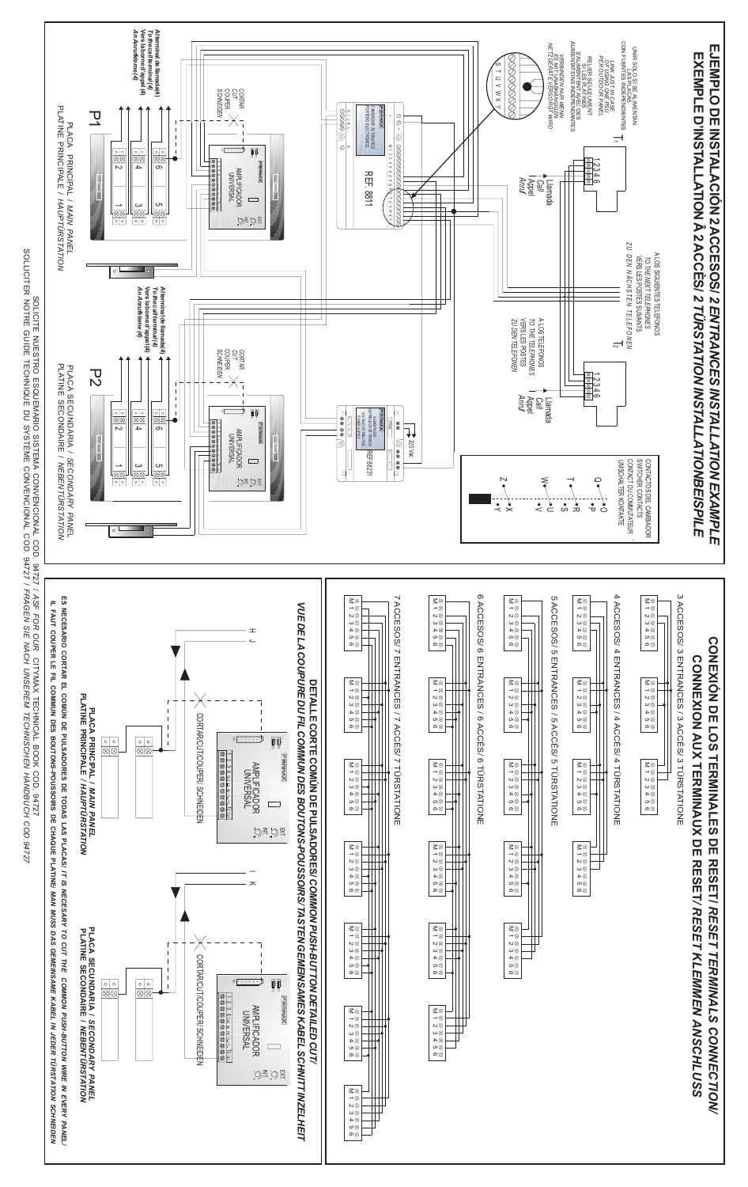# EJEMPLO DE INSTALACIÓN 2 ACCESOS/ *2 ENTRANCES INSTALLATION EXAMPLE*
# EXEMPLE D'INSTALLATION À 2 ACCÈS/ *2 TÜRSTATION INSTALLATIONBEISPILE*

UNIR SOLO SI SE ALIMENTAN LAS PLACAS CON FUENTES INDEPENDIENTES

*LINK JUST IN CASE OF USING ONE PSU PER OUTDOOR PANEL*

RELIER SEULEMENT S'ILS SONT ALIMENTÉS AVEC DES ALIMENTATIONS INDÉPENDANTES

*VERBINDEN NUR WENN ES MIT UNABHÄNGIGEN NETZGERÄTE VERSORGT WIRD*

S T U V W X Y

T1

1 2 3 4 6

Llamada / *Call* / Appel / *Anruf*

REF. 8811

A LOS SIGUIENTES TELÉFONOS / *TO THE NEXT TELEPHONES* / VERS LES POSTES SUIVANTS / *ZU DEN NÄCHSTEN TELEFONEN*

A LOS TELÉFONOS / *TO THE TELEPHONES* / VERS LES POSTES / *ZU DEN TELEFONEN*

T2

1 2 3 4 6

Llamada / *Call* / Appel / *Anruf*

220 Vac

REF. 8231

CONTACTOS DEL CAMBIADOR / *SWITCHER CONTACTS* / CONTACT DU COMMUTATEUR / *UMSCHALTER KONTAKTE*

Q P O

T R S

W U V

Z X Y

Al terminal de llamada(4) / *To the call terminal (4)* / Vers la borne d'appel (4) / *An Anrufklemme (4)*

CORTAR / *CUT* / COUPER / *SCHNEIDEN*

AMPLIFICADOR UNIVERSAL

EXT / INT

P1

PLACA PRINCIPAL / *MAIN PANEL*
PLATINE PRINCIPALE / *HAUPTÜRSTATION*

P2

PLACA SECUNDARIA / *SECONDARY PANEL*
PLATINE SECONDAIRE / *NEBENTÜRSTATION*

SOLICITE NUESTRO ESQUEMARIO SISTEMA CONVENCIONAL COD. 94727 / *ASK FOR OUR CITYMAX TECHNICAL BOOK COD. 94727*
SOLLICITER NOTRE GUIDE TECHNIQUE DU SYSTÈME CONVENTIONAL COD. 94727 / *FRAGEN SIE NACH UNSEREM TECHNISCHEN HANDBUCH COD.94727*

# CONEXIÓN DE LOS TERMINALES DE RESET/ *RESET TERMINALS CONNECTION/*
# CONNEXION AUX TERMINAUX DE RESET/ *RESET KLEMMEN ANSCHLUSS*

3 ACCESOS/ 3 ENTRANCES / 3 ACCÈS/ 3 TÜRSTATIONE

4 ACCESOS/ 4 ENTRANCES / 4 ACCÈS/ 4 TÜRSTATIONE

5 ACCESOS/ 5 ENTRANCES / 5 ACCÈS/ 5 TÜRSTATIONE

6 ACCESOS/ 6 ENTRANCES / 6 ACCÈS/ 6 TÜRSTATIONE

7 ACCESOS/ ENTRANCES / 7 ACCÈS/ 7 TÜRSTATIONE

M 1 2 3 4 5 6

## DETALLE CORTE COMÚN DE PULSADORES/ *COMMON PUSH-BUTTON DETAILED CUT/*
## *VUE DE LA COUPURE DU FIL COMMUN DES BOUTONS-POUSSOIRS/ TASTEN GEMEINSAMES KABEL SCHNITT INZELHEIT*

H J

I K

CORTAR/CUT/COUPER/ SCHNEIDEN

AMPLIFICADOR UNIVERSAL

EXT / INT

PLACA PRINCIPAL / *MAIN PANEL*
PLATINE PRINCIPALE / *HAUPTÜRSTATION*

PLACA SECUNDARIA / *SECONDARY PANEL*
PLATINE SECONDAIRE / *NEBENTÜRSTATION*

ES NECESARIO CORTAR EL COMÚN DE PULSADORES DE TODAS LAS PLACAS/ *IT IS NECESSARY TO CUT THE COMMON PUSH-BUTTON WIRE IN EVERY PANEL/*
IL FAUT COUPER LE FIL COMMUN DES BOUTONS-POUSSOIRS DE CHAQUE PLATINE/ *MAN MUSS DAS GEMEINSAME KABEL IN JEDER TÜRSTATION SCHNEIDEN*